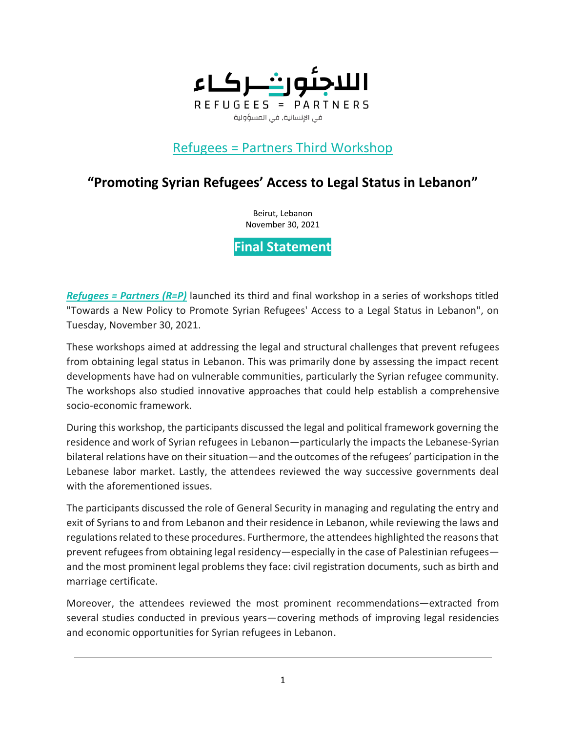اللاجئون شركاء

REFUGEES = PARTNERS

في الإنسانية، في المسؤولية

## Refugees = Partners Third Workshop

# "Promoting Syrian Refugees' Access to Legal Status in Lebanon"

Beirut, Lebanon
November 30, 2021

## Final Statement

***Refugees = Partners (R=P)*** launched its third and final workshop in a series of workshops titled "Towards a New Policy to Promote Syrian Refugees' Access to a Legal Status in Lebanon", on Tuesday, November 30, 2021.

These workshops aimed at addressing the legal and structural challenges that prevent refugees from obtaining legal status in Lebanon. This was primarily done by assessing the impact recent developments have had on vulnerable communities, particularly the Syrian refugee community. The workshops also studied innovative approaches that could help establish a comprehensive socio-economic framework.

During this workshop, the participants discussed the legal and political framework governing the residence and work of Syrian refugees in Lebanon—particularly the impacts the Lebanese-Syrian bilateral relations have on their situation—and the outcomes of the refugees' participation in the Lebanese labor market. Lastly, the attendees reviewed the way successive governments deal with the aforementioned issues.

The participants discussed the role of General Security in managing and regulating the entry and exit of Syrians to and from Lebanon and their residence in Lebanon, while reviewing the laws and regulations related to these procedures. Furthermore, the attendees highlighted the reasons that prevent refugees from obtaining legal residency—especially in the case of Palestinian refugees—and the most prominent legal problems they face: civil registration documents, such as birth and marriage certificate.

Moreover, the attendees reviewed the most prominent recommendations—extracted from several studies conducted in previous years—covering methods of improving legal residencies and economic opportunities for Syrian refugees in Lebanon.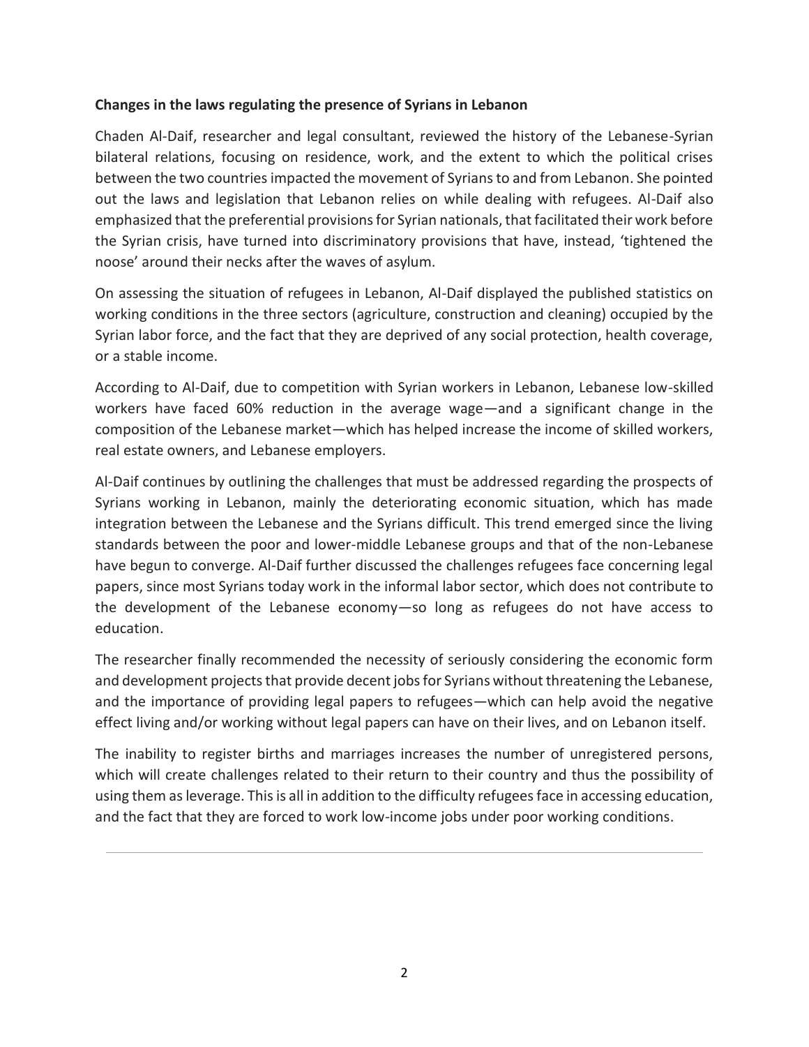**Changes in the laws regulating the presence of Syrians in Lebanon**

Chaden Al-Daif, researcher and legal consultant, reviewed the history of the Lebanese-Syrian bilateral relations, focusing on residence, work, and the extent to which the political crises between the two countries impacted the movement of Syrians to and from Lebanon. She pointed out the laws and legislation that Lebanon relies on while dealing with refugees. Al-Daif also emphasized that the preferential provisions for Syrian nationals, that facilitated their work before the Syrian crisis, have turned into discriminatory provisions that have, instead, 'tightened the noose' around their necks after the waves of asylum.

On assessing the situation of refugees in Lebanon, Al-Daif displayed the published statistics on working conditions in the three sectors (agriculture, construction and cleaning) occupied by the Syrian labor force, and the fact that they are deprived of any social protection, health coverage, or a stable income.

According to Al-Daif, due to competition with Syrian workers in Lebanon, Lebanese low-skilled workers have faced 60% reduction in the average wage—and a significant change in the composition of the Lebanese market—which has helped increase the income of skilled workers, real estate owners, and Lebanese employers.

Al-Daif continues by outlining the challenges that must be addressed regarding the prospects of Syrians working in Lebanon, mainly the deteriorating economic situation, which has made integration between the Lebanese and the Syrians difficult. This trend emerged since the living standards between the poor and lower-middle Lebanese groups and that of the non-Lebanese have begun to converge. Al-Daif further discussed the challenges refugees face concerning legal papers, since most Syrians today work in the informal labor sector, which does not contribute to the development of the Lebanese economy—so long as refugees do not have access to education.

The researcher finally recommended the necessity of seriously considering the economic form and development projects that provide decent jobs for Syrians without threatening the Lebanese, and the importance of providing legal papers to refugees—which can help avoid the negative effect living and/or working without legal papers can have on their lives, and on Lebanon itself.

The inability to register births and marriages increases the number of unregistered persons, which will create challenges related to their return to their country and thus the possibility of using them as leverage. This is all in addition to the difficulty refugees face in accessing education, and the fact that they are forced to work low-income jobs under poor working conditions.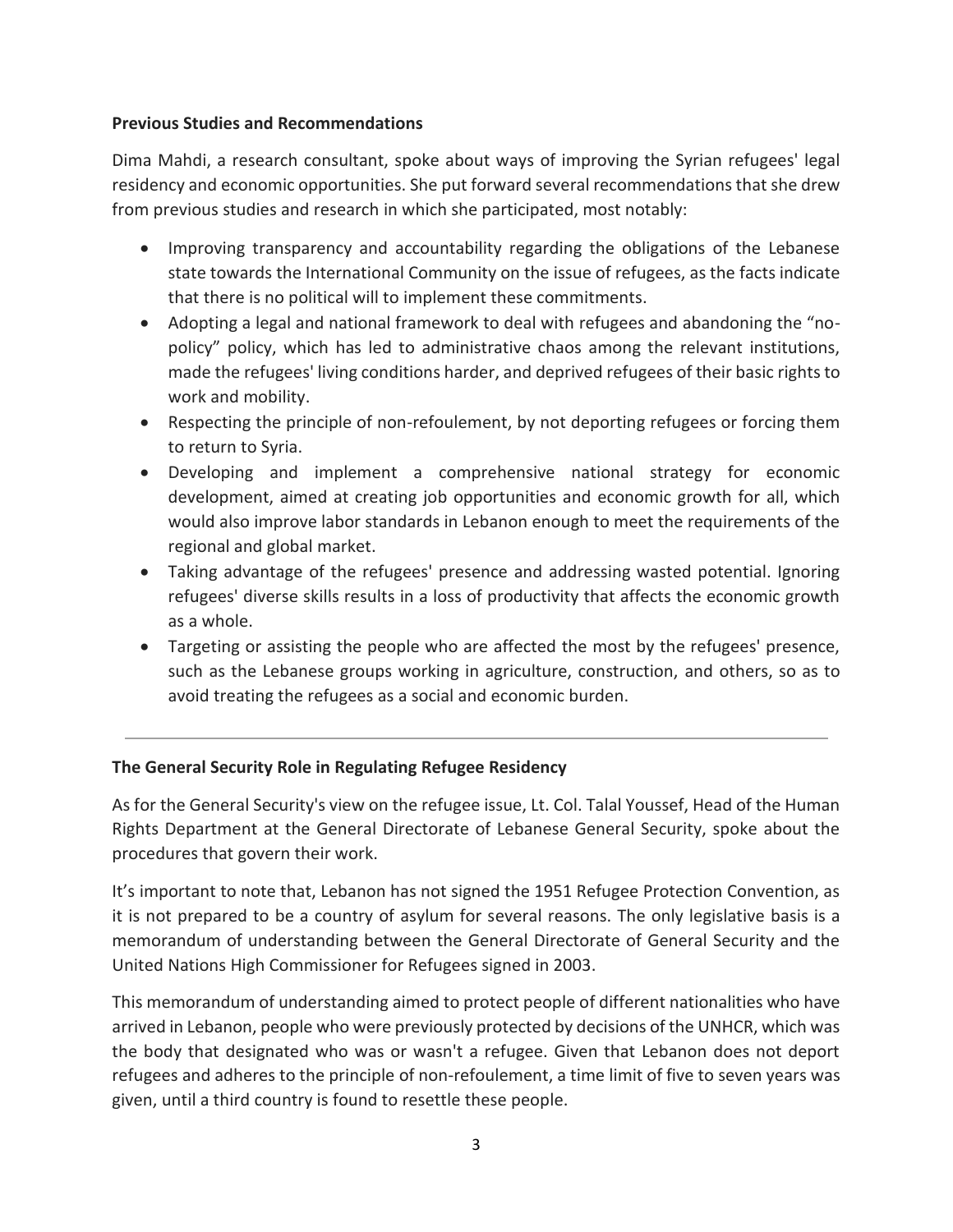**Previous Studies and Recommendations**

Dima Mahdi, a research consultant, spoke about ways of improving the Syrian refugees' legal residency and economic opportunities. She put forward several recommendations that she drew from previous studies and research in which she participated, most notably:

- Improving transparency and accountability regarding the obligations of the Lebanese state towards the International Community on the issue of refugees, as the facts indicate that there is no political will to implement these commitments.
- Adopting a legal and national framework to deal with refugees and abandoning the "no-policy" policy, which has led to administrative chaos among the relevant institutions, made the refugees' living conditions harder, and deprived refugees of their basic rights to work and mobility.
- Respecting the principle of non-refoulement, by not deporting refugees or forcing them to return to Syria.
- Developing and implement a comprehensive national strategy for economic development, aimed at creating job opportunities and economic growth for all, which would also improve labor standards in Lebanon enough to meet the requirements of the regional and global market.
- Taking advantage of the refugees' presence and addressing wasted potential. Ignoring refugees' diverse skills results in a loss of productivity that affects the economic growth as a whole.
- Targeting or assisting the people who are affected the most by the refugees' presence, such as the Lebanese groups working in agriculture, construction, and others, so as to avoid treating the refugees as a social and economic burden.

---

**The General Security Role in Regulating Refugee Residency**

As for the General Security's view on the refugee issue, Lt. Col. Talal Youssef, Head of the Human Rights Department at the General Directorate of Lebanese General Security, spoke about the procedures that govern their work.

It's important to note that, Lebanon has not signed the 1951 Refugee Protection Convention, as it is not prepared to be a country of asylum for several reasons. The only legislative basis is a memorandum of understanding between the General Directorate of General Security and the United Nations High Commissioner for Refugees signed in 2003.

This memorandum of understanding aimed to protect people of different nationalities who have arrived in Lebanon, people who were previously protected by decisions of the UNHCR, which was the body that designated who was or wasn't a refugee. Given that Lebanon does not deport refugees and adheres to the principle of non-refoulement, a time limit of five to seven years was given, until a third country is found to resettle these people.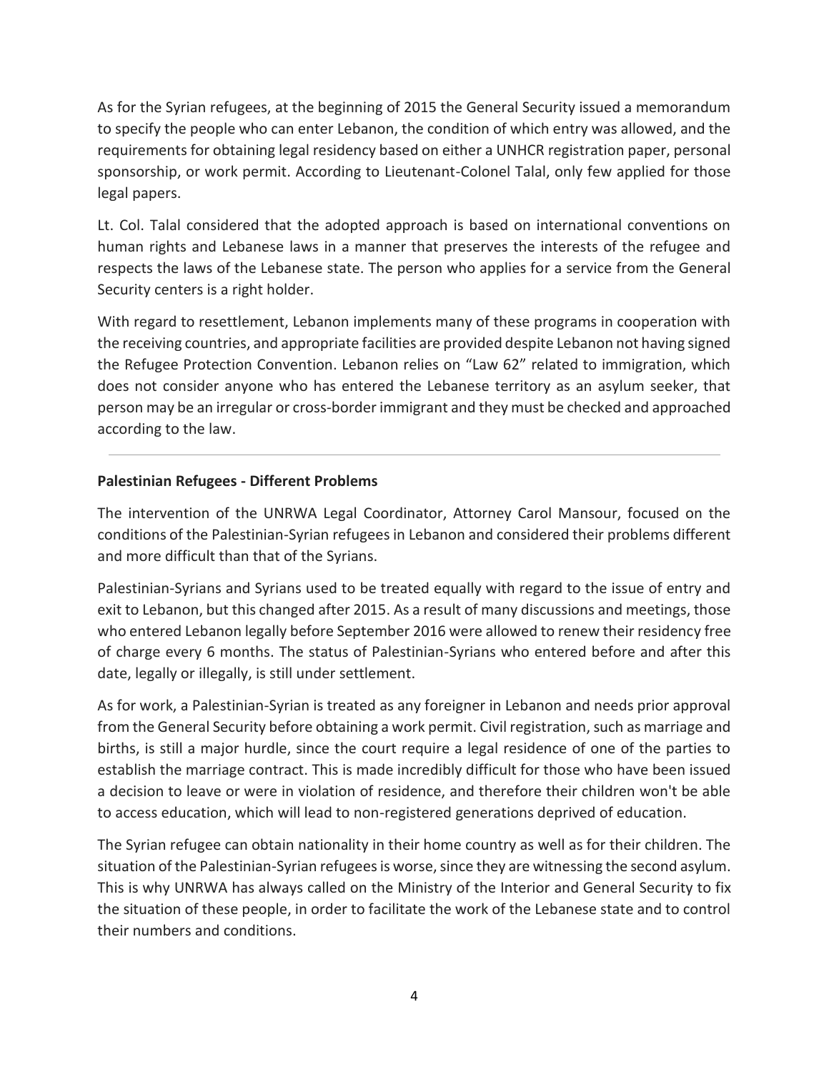As for the Syrian refugees, at the beginning of 2015 the General Security issued a memorandum to specify the people who can enter Lebanon, the condition of which entry was allowed, and the requirements for obtaining legal residency based on either a UNHCR registration paper, personal sponsorship, or work permit. According to Lieutenant-Colonel Talal, only few applied for those legal papers.

Lt. Col. Talal considered that the adopted approach is based on international conventions on human rights and Lebanese laws in a manner that preserves the interests of the refugee and respects the laws of the Lebanese state. The person who applies for a service from the General Security centers is a right holder.

With regard to resettlement, Lebanon implements many of these programs in cooperation with the receiving countries, and appropriate facilities are provided despite Lebanon not having signed the Refugee Protection Convention. Lebanon relies on "Law 62" related to immigration, which does not consider anyone who has entered the Lebanese territory as an asylum seeker, that person may be an irregular or cross-border immigrant and they must be checked and approached according to the law.

---

**Palestinian Refugees - Different Problems**

The intervention of the UNRWA Legal Coordinator, Attorney Carol Mansour, focused on the conditions of the Palestinian-Syrian refugees in Lebanon and considered their problems different and more difficult than that of the Syrians.

Palestinian-Syrians and Syrians used to be treated equally with regard to the issue of entry and exit to Lebanon, but this changed after 2015. As a result of many discussions and meetings, those who entered Lebanon legally before September 2016 were allowed to renew their residency free of charge every 6 months. The status of Palestinian-Syrians who entered before and after this date, legally or illegally, is still under settlement.

As for work, a Palestinian-Syrian is treated as any foreigner in Lebanon and needs prior approval from the General Security before obtaining a work permit. Civil registration, such as marriage and births, is still a major hurdle, since the court require a legal residence of one of the parties to establish the marriage contract. This is made incredibly difficult for those who have been issued a decision to leave or were in violation of residence, and therefore their children won't be able to access education, which will lead to non-registered generations deprived of education.

The Syrian refugee can obtain nationality in their home country as well as for their children. The situation of the Palestinian-Syrian refugees is worse, since they are witnessing the second asylum. This is why UNRWA has always called on the Ministry of the Interior and General Security to fix the situation of these people, in order to facilitate the work of the Lebanese state and to control their numbers and conditions.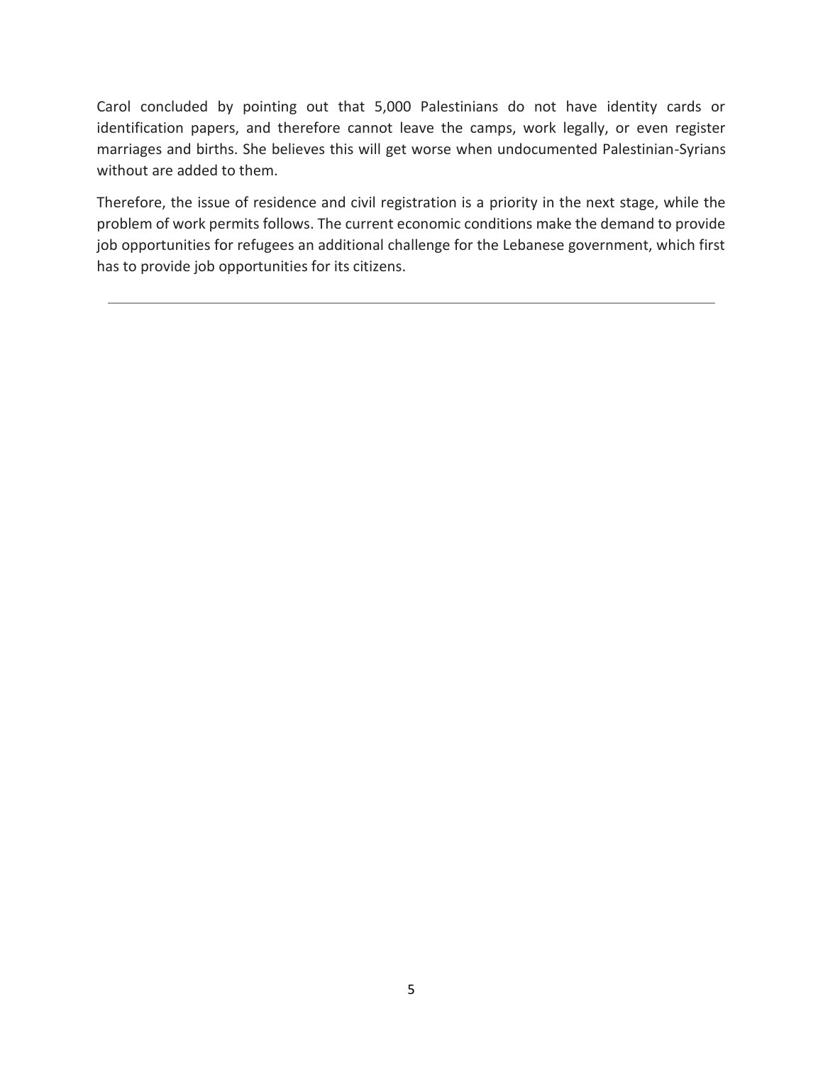Carol concluded by pointing out that 5,000 Palestinians do not have identity cards or identification papers, and therefore cannot leave the camps, work legally, or even register marriages and births. She believes this will get worse when undocumented Palestinian-Syrians without are added to them.

Therefore, the issue of residence and civil registration is a priority in the next stage, while the problem of work permits follows. The current economic conditions make the demand to provide job opportunities for refugees an additional challenge for the Lebanese government, which first has to provide job opportunities for its citizens.

---